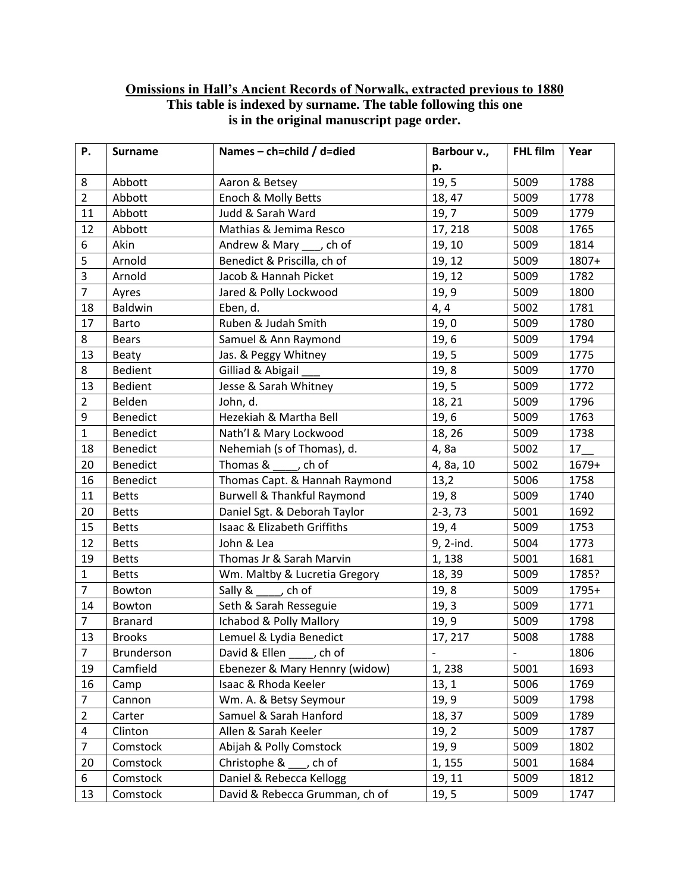**Omissions in Hall's Ancient Records of Norwalk, extracted previous to 1880**

**This table is indexed by surname. The table following this one is in the original manuscript page order.**

| P. | Surname | Names – ch=child / d=died | Barbour v., p. | FHL film | Year |
|---|---|---|---|---|---|
| 8 | Abbott | Aaron & Betsey | 19, 5 | 5009 | 1788 |
| 2 | Abbott | Enoch & Molly Betts | 18, 47 | 5009 | 1778 |
| 11 | Abbott | Judd & Sarah Ward | 19, 7 | 5009 | 1779 |
| 12 | Abbott | Mathias & Jemima Resco | 17, 218 | 5008 | 1765 |
| 6 | Akin | Andrew & Mary ___, ch of | 19, 10 | 5009 | 1814 |
| 5 | Arnold | Benedict & Priscilla, ch of | 19, 12 | 5009 | 1807+ |
| 3 | Arnold | Jacob & Hannah Picket | 19, 12 | 5009 | 1782 |
| 7 | Ayres | Jared & Polly Lockwood | 19, 9 | 5009 | 1800 |
| 18 | Baldwin | Eben, d. | 4, 4 | 5002 | 1781 |
| 17 | Barto | Ruben & Judah Smith | 19, 0 | 5009 | 1780 |
| 8 | Bears | Samuel & Ann Raymond | 19, 6 | 5009 | 1794 |
| 13 | Beaty | Jas. & Peggy Whitney | 19, 5 | 5009 | 1775 |
| 8 | Bedient | Gilliad & Abigail ___ | 19, 8 | 5009 | 1770 |
| 13 | Bedient | Jesse & Sarah Whitney | 19, 5 | 5009 | 1772 |
| 2 | Belden | John, d. | 18, 21 | 5009 | 1796 |
| 9 | Benedict | Hezekiah & Martha Bell | 19, 6 | 5009 | 1763 |
| 1 | Benedict | Nath'l & Mary Lockwood | 18, 26 | 5009 | 1738 |
| 18 | Benedict | Nehemiah (s of Thomas), d. | 4, 8a | 5002 | 17__ |
| 20 | Benedict | Thomas & ____, ch of | 4, 8a, 10 | 5002 | 1679+ |
| 16 | Benedict | Thomas Capt. & Hannah Raymond | 13,2 | 5006 | 1758 |
| 11 | Betts | Burwell & Thankful Raymond | 19, 8 | 5009 | 1740 |
| 20 | Betts | Daniel Sgt. & Deborah Taylor | 2-3, 73 | 5001 | 1692 |
| 15 | Betts | Isaac & Elizabeth Griffiths | 19, 4 | 5009 | 1753 |
| 12 | Betts | John & Lea | 9, 2-ind. | 5004 | 1773 |
| 19 | Betts | Thomas Jr & Sarah Marvin | 1, 138 | 5001 | 1681 |
| 1 | Betts | Wm. Maltby & Lucretia Gregory | 18, 39 | 5009 | 1785? |
| 7 | Bowton | Sally & ____, ch of | 19, 8 | 5009 | 1795+ |
| 14 | Bowton | Seth & Sarah Resseguie | 19, 3 | 5009 | 1771 |
| 7 | Branard | Ichabod & Polly Mallory | 19, 9 | 5009 | 1798 |
| 13 | Brooks | Lemuel & Lydia Benedict | 17, 217 | 5008 | 1788 |
| 7 | Brunderson | David & Ellen ____, ch of | - | - | 1806 |
| 19 | Camfield | Ebenezer & Mary Henrry (widow) | 1, 238 | 5001 | 1693 |
| 16 | Camp | Isaac & Rhoda Keeler | 13, 1 | 5006 | 1769 |
| 7 | Cannon | Wm. A. & Betsy Seymour | 19, 9 | 5009 | 1798 |
| 2 | Carter | Samuel & Sarah Hanford | 18, 37 | 5009 | 1789 |
| 4 | Clinton | Allen & Sarah Keeler | 19, 2 | 5009 | 1787 |
| 7 | Comstock | Abijah & Polly Comstock | 19, 9 | 5009 | 1802 |
| 20 | Comstock | Christophe & ___, ch of | 1, 155 | 5001 | 1684 |
| 6 | Comstock | Daniel & Rebecca Kellogg | 19, 11 | 5009 | 1812 |
| 13 | Comstock | David & Rebecca Grumman, ch of | 19, 5 | 5009 | 1747 |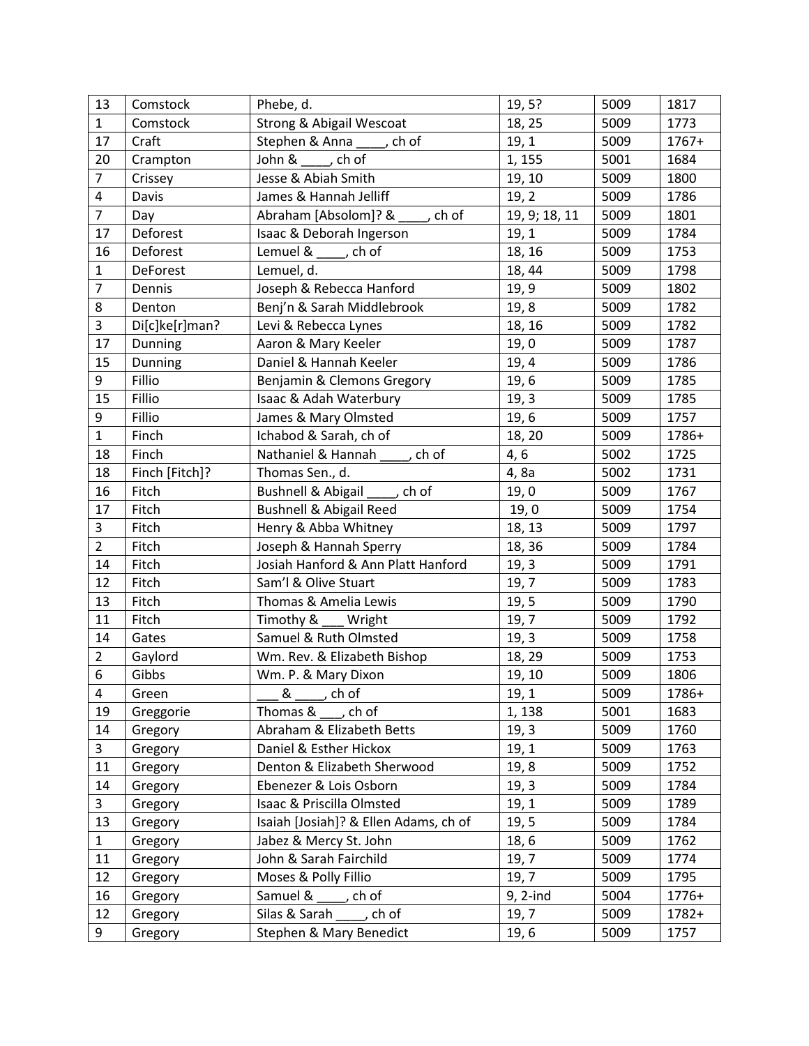| 13 | Comstock | Phebe, d. | 19, 5? | 5009 | 1817 |
|---|---|---|---|---|---|
| 1 | Comstock | Strong & Abigail Wescoat | 18, 25 | 5009 | 1773 |
| 17 | Craft | Stephen & Anna ____, ch of | 19, 1 | 5009 | 1767+ |
| 20 | Crampton | John & ____, ch of | 1, 155 | 5001 | 1684 |
| 7 | Crissey | Jesse & Abiah Smith | 19, 10 | 5009 | 1800 |
| 4 | Davis | James & Hannah Jelliff | 19, 2 | 5009 | 1786 |
| 7 | Day | Abraham [Absolom]? & ____, ch of | 19, 9; 18, 11 | 5009 | 1801 |
| 17 | Deforest | Isaac & Deborah Ingerson | 19, 1 | 5009 | 1784 |
| 16 | Deforest | Lemuel & ____, ch of | 18, 16 | 5009 | 1753 |
| 1 | DeForest | Lemuel, d. | 18, 44 | 5009 | 1798 |
| 7 | Dennis | Joseph & Rebecca Hanford | 19, 9 | 5009 | 1802 |
| 8 | Denton | Benj'n & Sarah Middlebrook | 19, 8 | 5009 | 1782 |
| 3 | Di[c]ke[r]man? | Levi & Rebecca Lynes | 18, 16 | 5009 | 1782 |
| 17 | Dunning | Aaron & Mary Keeler | 19, 0 | 5009 | 1787 |
| 15 | Dunning | Daniel & Hannah Keeler | 19, 4 | 5009 | 1786 |
| 9 | Fillio | Benjamin & Clemons Gregory | 19, 6 | 5009 | 1785 |
| 15 | Fillio | Isaac & Adah Waterbury | 19, 3 | 5009 | 1785 |
| 9 | Fillio | James & Mary Olmsted | 19, 6 | 5009 | 1757 |
| 1 | Finch | Ichabod & Sarah, ch of | 18, 20 | 5009 | 1786+ |
| 18 | Finch | Nathaniel & Hannah ____, ch of | 4, 6 | 5002 | 1725 |
| 18 | Finch [Fitch]? | Thomas Sen., d. | 4, 8a | 5002 | 1731 |
| 16 | Fitch | Bushnell & Abigail ____, ch of | 19, 0 | 5009 | 1767 |
| 17 | Fitch | Bushnell & Abigail Reed | 19, 0 | 5009 | 1754 |
| 3 | Fitch | Henry & Abba Whitney | 18, 13 | 5009 | 1797 |
| 2 | Fitch | Joseph & Hannah Sperry | 18, 36 | 5009 | 1784 |
| 14 | Fitch | Josiah Hanford & Ann Platt Hanford | 19, 3 | 5009 | 1791 |
| 12 | Fitch | Sam'l & Olive Stuart | 19, 7 | 5009 | 1783 |
| 13 | Fitch | Thomas & Amelia Lewis | 19, 5 | 5009 | 1790 |
| 11 | Fitch | Timothy & ___ Wright | 19, 7 | 5009 | 1792 |
| 14 | Gates | Samuel & Ruth Olmsted | 19, 3 | 5009 | 1758 |
| 2 | Gaylord | Wm. Rev. & Elizabeth Bishop | 18, 29 | 5009 | 1753 |
| 6 | Gibbs | Wm. P. & Mary Dixon | 19, 10 | 5009 | 1806 |
| 4 | Green | ___ & ____, ch of | 19, 1 | 5009 | 1786+ |
| 19 | Greggorie | Thomas & ___, ch of | 1, 138 | 5001 | 1683 |
| 14 | Gregory | Abraham & Elizabeth Betts | 19, 3 | 5009 | 1760 |
| 3 | Gregory | Daniel & Esther Hickox | 19, 1 | 5009 | 1763 |
| 11 | Gregory | Denton & Elizabeth Sherwood | 19, 8 | 5009 | 1752 |
| 14 | Gregory | Ebenezer & Lois Osborn | 19, 3 | 5009 | 1784 |
| 3 | Gregory | Isaac & Priscilla Olmsted | 19, 1 | 5009 | 1789 |
| 13 | Gregory | Isaiah [Josiah]? & Ellen Adams, ch of | 19, 5 | 5009 | 1784 |
| 1 | Gregory | Jabez & Mercy St. John | 18, 6 | 5009 | 1762 |
| 11 | Gregory | John & Sarah Fairchild | 19, 7 | 5009 | 1774 |
| 12 | Gregory | Moses & Polly Fillio | 19, 7 | 5009 | 1795 |
| 16 | Gregory | Samuel & ____, ch of | 9, 2-ind | 5004 | 1776+ |
| 12 | Gregory | Silas & Sarah ____, ch of | 19, 7 | 5009 | 1782+ |
| 9 | Gregory | Stephen & Mary Benedict | 19, 6 | 5009 | 1757 |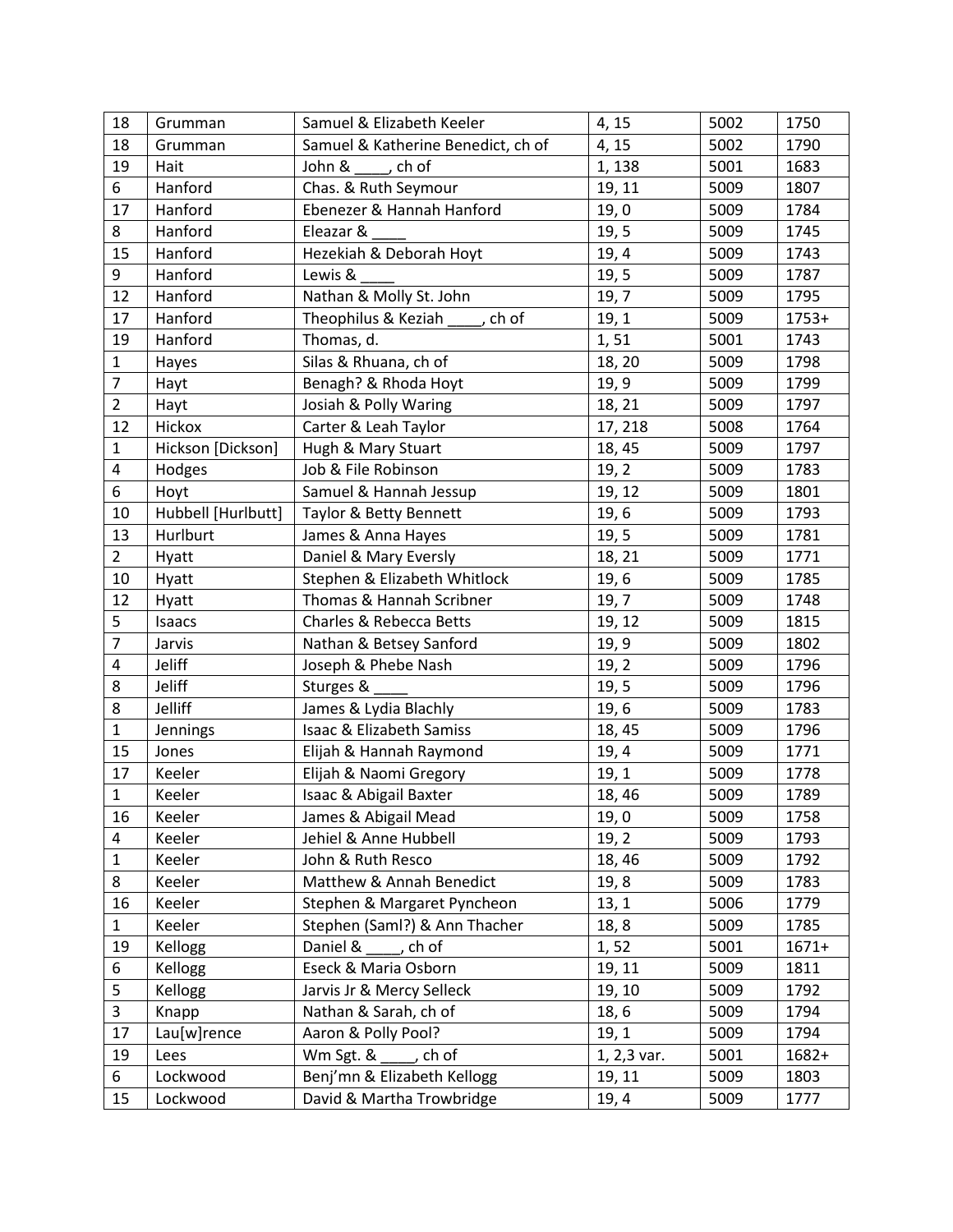| 18 | Grumman | Samuel & Elizabeth Keeler | 4, 15 | 5002 | 1750 |
|---|---|---|---|---|---|
| 18 | Grumman | Samuel & Katherine Benedict, ch of | 4, 15 | 5002 | 1790 |
| 19 | Hait | John & ____, ch of | 1, 138 | 5001 | 1683 |
| 6 | Hanford | Chas. & Ruth Seymour | 19, 11 | 5009 | 1807 |
| 17 | Hanford | Ebenezer & Hannah Hanford | 19, 0 | 5009 | 1784 |
| 8 | Hanford | Eleazar & ____ | 19, 5 | 5009 | 1745 |
| 15 | Hanford | Hezekiah & Deborah Hoyt | 19, 4 | 5009 | 1743 |
| 9 | Hanford | Lewis & ____ | 19, 5 | 5009 | 1787 |
| 12 | Hanford | Nathan & Molly St. John | 19, 7 | 5009 | 1795 |
| 17 | Hanford | Theophilus & Keziah ____, ch of | 19, 1 | 5009 | 1753+ |
| 19 | Hanford | Thomas, d. | 1, 51 | 5001 | 1743 |
| 1 | Hayes | Silas & Rhuana, ch of | 18, 20 | 5009 | 1798 |
| 7 | Hayt | Benagh? & Rhoda Hoyt | 19, 9 | 5009 | 1799 |
| 2 | Hayt | Josiah & Polly Waring | 18, 21 | 5009 | 1797 |
| 12 | Hickox | Carter & Leah Taylor | 17, 218 | 5008 | 1764 |
| 1 | Hickson [Dickson] | Hugh & Mary Stuart | 18, 45 | 5009 | 1797 |
| 4 | Hodges | Job & File Robinson | 19, 2 | 5009 | 1783 |
| 6 | Hoyt | Samuel & Hannah Jessup | 19, 12 | 5009 | 1801 |
| 10 | Hubbell [Hurlbutt] | Taylor & Betty Bennett | 19, 6 | 5009 | 1793 |
| 13 | Hurlburt | James & Anna Hayes | 19, 5 | 5009 | 1781 |
| 2 | Hyatt | Daniel & Mary Eversly | 18, 21 | 5009 | 1771 |
| 10 | Hyatt | Stephen & Elizabeth Whitlock | 19, 6 | 5009 | 1785 |
| 12 | Hyatt | Thomas & Hannah Scribner | 19, 7 | 5009 | 1748 |
| 5 | Isaacs | Charles & Rebecca Betts | 19, 12 | 5009 | 1815 |
| 7 | Jarvis | Nathan & Betsey Sanford | 19, 9 | 5009 | 1802 |
| 4 | Jeliff | Joseph & Phebe Nash | 19, 2 | 5009 | 1796 |
| 8 | Jeliff | Sturges & ____ | 19, 5 | 5009 | 1796 |
| 8 | Jelliff | James & Lydia Blachly | 19, 6 | 5009 | 1783 |
| 1 | Jennings | Isaac & Elizabeth Samiss | 18, 45 | 5009 | 1796 |
| 15 | Jones | Elijah & Hannah Raymond | 19, 4 | 5009 | 1771 |
| 17 | Keeler | Elijah & Naomi Gregory | 19, 1 | 5009 | 1778 |
| 1 | Keeler | Isaac & Abigail Baxter | 18, 46 | 5009 | 1789 |
| 16 | Keeler | James & Abigail Mead | 19, 0 | 5009 | 1758 |
| 4 | Keeler | Jehiel & Anne Hubbell | 19, 2 | 5009 | 1793 |
| 1 | Keeler | John & Ruth Resco | 18, 46 | 5009 | 1792 |
| 8 | Keeler | Matthew & Annah Benedict | 19, 8 | 5009 | 1783 |
| 16 | Keeler | Stephen & Margaret Pyncheon | 13, 1 | 5006 | 1779 |
| 1 | Keeler | Stephen (Saml?) & Ann Thacher | 18, 8 | 5009 | 1785 |
| 19 | Kellogg | Daniel & ____, ch of | 1, 52 | 5001 | 1671+ |
| 6 | Kellogg | Eseck & Maria Osborn | 19, 11 | 5009 | 1811 |
| 5 | Kellogg | Jarvis Jr & Mercy Selleck | 19, 10 | 5009 | 1792 |
| 3 | Knapp | Nathan & Sarah, ch of | 18, 6 | 5009 | 1794 |
| 17 | Lau[w]rence | Aaron & Polly Pool? | 19, 1 | 5009 | 1794 |
| 19 | Lees | Wm Sgt. & ____, ch of | 1, 2,3 var. | 5001 | 1682+ |
| 6 | Lockwood | Benj'mn & Elizabeth Kellogg | 19, 11 | 5009 | 1803 |
| 15 | Lockwood | David & Martha Trowbridge | 19, 4 | 5009 | 1777 |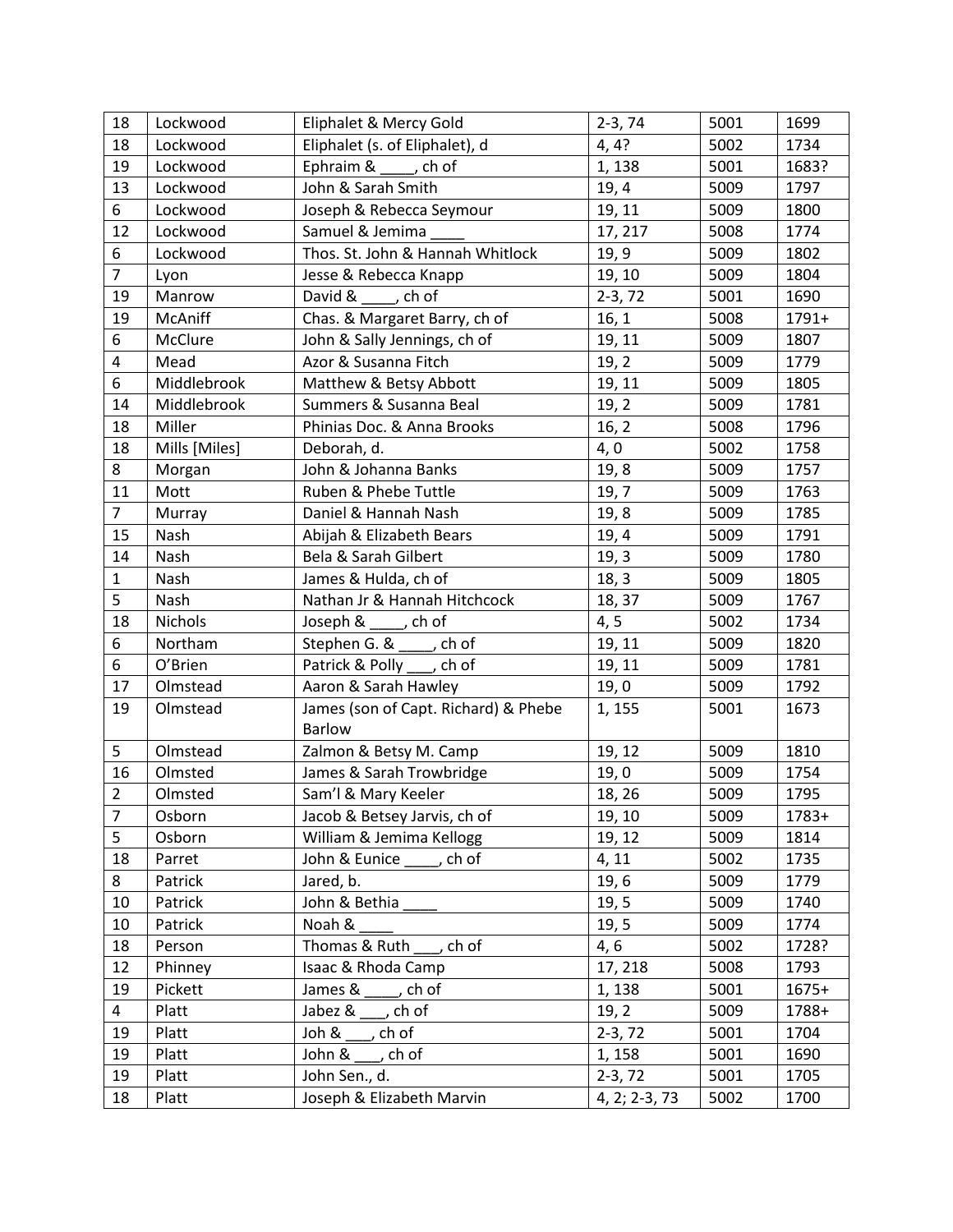| | | | | | |
|---|---|---|---|---|---|
| 18 | Lockwood | Eliphalet & Mercy Gold | 2-3, 74 | 5001 | 1699 |
| 18 | Lockwood | Eliphalet (s. of Eliphalet), d | 4, 4? | 5002 | 1734 |
| 19 | Lockwood | Ephraim & ____, ch of | 1, 138 | 5001 | 1683? |
| 13 | Lockwood | John & Sarah Smith | 19, 4 | 5009 | 1797 |
| 6 | Lockwood | Joseph & Rebecca Seymour | 19, 11 | 5009 | 1800 |
| 12 | Lockwood | Samuel & Jemima ____ | 17, 217 | 5008 | 1774 |
| 6 | Lockwood | Thos. St. John & Hannah Whitlock | 19, 9 | 5009 | 1802 |
| 7 | Lyon | Jesse & Rebecca Knapp | 19, 10 | 5009 | 1804 |
| 19 | Manrow | David & ____, ch of | 2-3, 72 | 5001 | 1690 |
| 19 | McAniff | Chas. & Margaret Barry, ch of | 16, 1 | 5008 | 1791+ |
| 6 | McClure | John & Sally Jennings, ch of | 19, 11 | 5009 | 1807 |
| 4 | Mead | Azor & Susanna Fitch | 19, 2 | 5009 | 1779 |
| 6 | Middlebrook | Matthew & Betsy Abbott | 19, 11 | 5009 | 1805 |
| 14 | Middlebrook | Summers & Susanna Beal | 19, 2 | 5009 | 1781 |
| 18 | Miller | Phinias Doc. & Anna Brooks | 16, 2 | 5008 | 1796 |
| 18 | Mills [Miles] | Deborah, d. | 4, 0 | 5002 | 1758 |
| 8 | Morgan | John & Johanna Banks | 19, 8 | 5009 | 1757 |
| 11 | Mott | Ruben & Phebe Tuttle | 19, 7 | 5009 | 1763 |
| 7 | Murray | Daniel & Hannah Nash | 19, 8 | 5009 | 1785 |
| 15 | Nash | Abijah & Elizabeth Bears | 19, 4 | 5009 | 1791 |
| 14 | Nash | Bela & Sarah Gilbert | 19, 3 | 5009 | 1780 |
| 1 | Nash | James & Hulda, ch of | 18, 3 | 5009 | 1805 |
| 5 | Nash | Nathan Jr & Hannah Hitchcock | 18, 37 | 5009 | 1767 |
| 18 | Nichols | Joseph & ____, ch of | 4, 5 | 5002 | 1734 |
| 6 | Northam | Stephen G. & ____, ch of | 19, 11 | 5009 | 1820 |
| 6 | O'Brien | Patrick & Polly ___, ch of | 19, 11 | 5009 | 1781 |
| 17 | Olmstead | Aaron & Sarah Hawley | 19, 0 | 5009 | 1792 |
| 19 | Olmstead | James (son of Capt. Richard) & Phebe Barlow | 1, 155 | 5001 | 1673 |
| 5 | Olmstead | Zalmon & Betsy M. Camp | 19, 12 | 5009 | 1810 |
| 16 | Olmsted | James & Sarah Trowbridge | 19, 0 | 5009 | 1754 |
| 2 | Olmsted | Sam'l & Mary Keeler | 18, 26 | 5009 | 1795 |
| 7 | Osborn | Jacob & Betsey Jarvis, ch of | 19, 10 | 5009 | 1783+ |
| 5 | Osborn | William & Jemima Kellogg | 19, 12 | 5009 | 1814 |
| 18 | Parret | John & Eunice ____, ch of | 4, 11 | 5002 | 1735 |
| 8 | Patrick | Jared, b. | 19, 6 | 5009 | 1779 |
| 10 | Patrick | John & Bethia ____ | 19, 5 | 5009 | 1740 |
| 10 | Patrick | Noah & ____ | 19, 5 | 5009 | 1774 |
| 18 | Person | Thomas & Ruth ___, ch of | 4, 6 | 5002 | 1728? |
| 12 | Phinney | Isaac & Rhoda Camp | 17, 218 | 5008 | 1793 |
| 19 | Pickett | James & ____, ch of | 1, 138 | 5001 | 1675+ |
| 4 | Platt | Jabez & ___, ch of | 19, 2 | 5009 | 1788+ |
| 19 | Platt | Joh & ___, ch of | 2-3, 72 | 5001 | 1704 |
| 19 | Platt | John & ___, ch of | 1, 158 | 5001 | 1690 |
| 19 | Platt | John Sen., d. | 2-3, 72 | 5001 | 1705 |
| 18 | Platt | Joseph & Elizabeth Marvin | 4, 2; 2-3, 73 | 5002 | 1700 |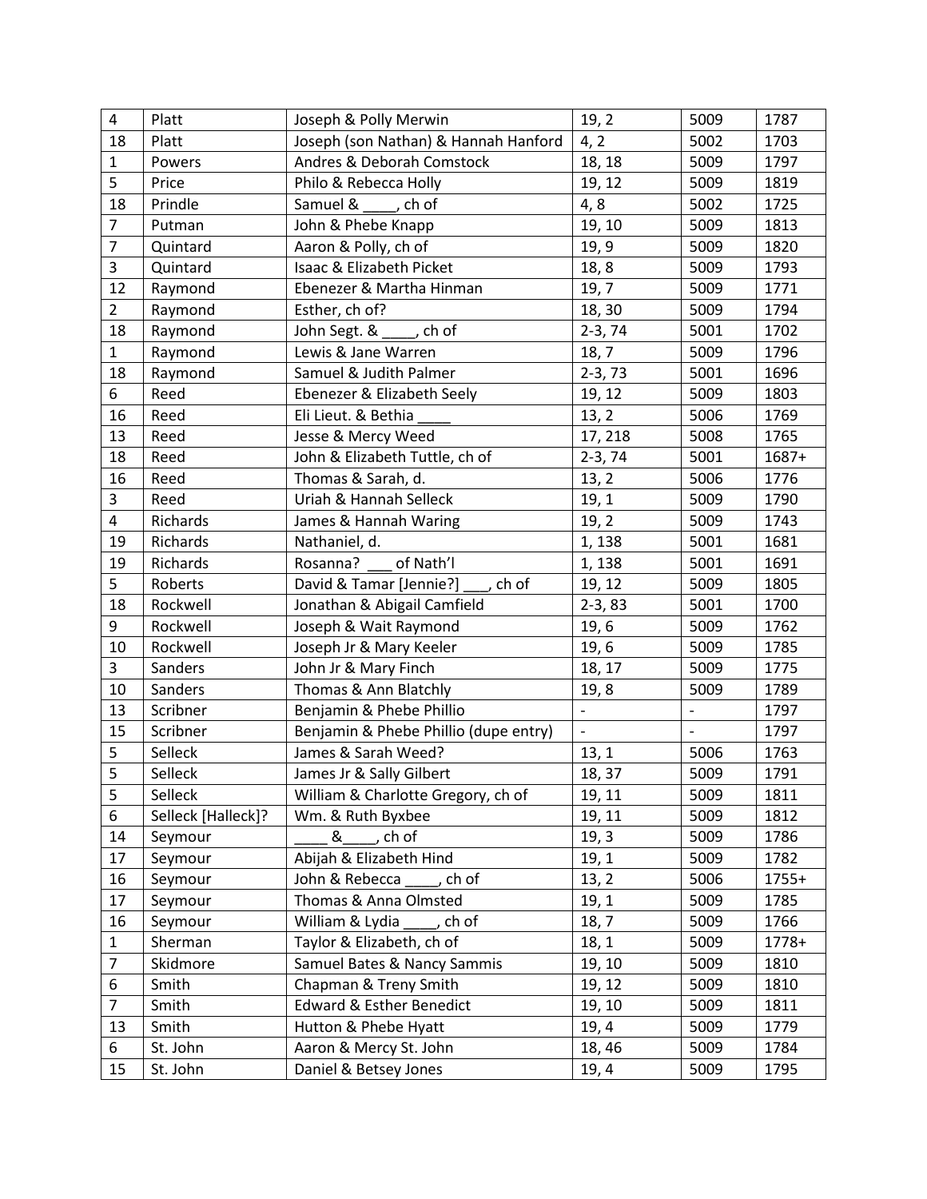| 4 | Platt | Joseph & Polly Merwin | 19, 2 | 5009 | 1787 |
|---|---|---|---|---|---|
| 18 | Platt | Joseph (son Nathan) & Hannah Hanford | 4, 2 | 5002 | 1703 |
| 1 | Powers | Andres & Deborah Comstock | 18, 18 | 5009 | 1797 |
| 5 | Price | Philo & Rebecca Holly | 19, 12 | 5009 | 1819 |
| 18 | Prindle | Samuel & ____, ch of | 4, 8 | 5002 | 1725 |
| 7 | Putman | John & Phebe Knapp | 19, 10 | 5009 | 1813 |
| 7 | Quintard | Aaron & Polly, ch of | 19, 9 | 5009 | 1820 |
| 3 | Quintard | Isaac & Elizabeth Picket | 18, 8 | 5009 | 1793 |
| 12 | Raymond | Ebenezer & Martha Hinman | 19, 7 | 5009 | 1771 |
| 2 | Raymond | Esther, ch of? | 18, 30 | 5009 | 1794 |
| 18 | Raymond | John Segt. & ____, ch of | 2-3, 74 | 5001 | 1702 |
| 1 | Raymond | Lewis & Jane Warren | 18, 7 | 5009 | 1796 |
| 18 | Raymond | Samuel & Judith Palmer | 2-3, 73 | 5001 | 1696 |
| 6 | Reed | Ebenezer & Elizabeth Seely | 19, 12 | 5009 | 1803 |
| 16 | Reed | Eli Lieut. & Bethia ____ | 13, 2 | 5006 | 1769 |
| 13 | Reed | Jesse & Mercy Weed | 17, 218 | 5008 | 1765 |
| 18 | Reed | John & Elizabeth Tuttle, ch of | 2-3, 74 | 5001 | 1687+ |
| 16 | Reed | Thomas & Sarah, d. | 13, 2 | 5006 | 1776 |
| 3 | Reed | Uriah & Hannah Selleck | 19, 1 | 5009 | 1790 |
| 4 | Richards | James & Hannah Waring | 19, 2 | 5009 | 1743 |
| 19 | Richards | Nathaniel, d. | 1, 138 | 5001 | 1681 |
| 19 | Richards | Rosanna? ___ of Nath'l | 1, 138 | 5001 | 1691 |
| 5 | Roberts | David & Tamar [Jennie?] ___, ch of | 19, 12 | 5009 | 1805 |
| 18 | Rockwell | Jonathan & Abigail Camfield | 2-3, 83 | 5001 | 1700 |
| 9 | Rockwell | Joseph & Wait Raymond | 19, 6 | 5009 | 1762 |
| 10 | Rockwell | Joseph Jr & Mary Keeler | 19, 6 | 5009 | 1785 |
| 3 | Sanders | John Jr & Mary Finch | 18, 17 | 5009 | 1775 |
| 10 | Sanders | Thomas & Ann Blatchly | 19, 8 | 5009 | 1789 |
| 13 | Scribner | Benjamin & Phebe Phillio | - | - | 1797 |
| 15 | Scribner | Benjamin & Phebe Phillio (dupe entry) | - | - | 1797 |
| 5 | Selleck | James & Sarah Weed? | 13, 1 | 5006 | 1763 |
| 5 | Selleck | James Jr & Sally Gilbert | 18, 37 | 5009 | 1791 |
| 5 | Selleck | William & Charlotte Gregory, ch of | 19, 11 | 5009 | 1811 |
| 6 | Selleck [Halleck]? | Wm. & Ruth Byxbee | 19, 11 | 5009 | 1812 |
| 14 | Seymour | ____ & ____, ch of | 19, 3 | 5009 | 1786 |
| 17 | Seymour | Abijah & Elizabeth Hind | 19, 1 | 5009 | 1782 |
| 16 | Seymour | John & Rebecca ____, ch of | 13, 2 | 5006 | 1755+ |
| 17 | Seymour | Thomas & Anna Olmsted | 19, 1 | 5009 | 1785 |
| 16 | Seymour | William & Lydia ____, ch of | 18, 7 | 5009 | 1766 |
| 1 | Sherman | Taylor & Elizabeth, ch of | 18, 1 | 5009 | 1778+ |
| 7 | Skidmore | Samuel Bates & Nancy Sammis | 19, 10 | 5009 | 1810 |
| 6 | Smith | Chapman & Treny Smith | 19, 12 | 5009 | 1810 |
| 7 | Smith | Edward & Esther Benedict | 19, 10 | 5009 | 1811 |
| 13 | Smith | Hutton & Phebe Hyatt | 19, 4 | 5009 | 1779 |
| 6 | St. John | Aaron & Mercy St. John | 18, 46 | 5009 | 1784 |
| 15 | St. John | Daniel & Betsey Jones | 19, 4 | 5009 | 1795 |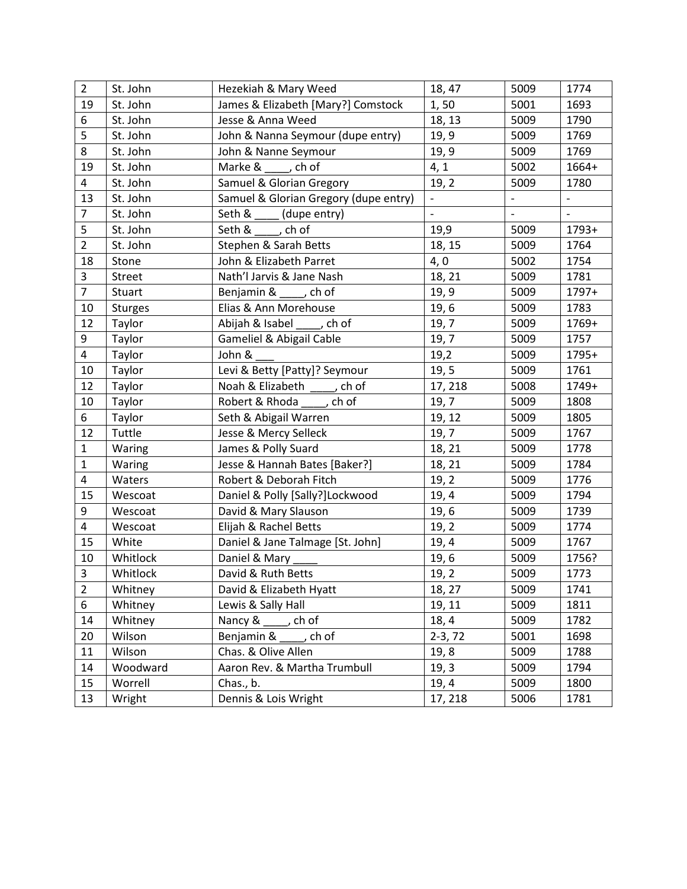| | | | | | |
|---|---|---|---|---|---|
| 2 | St. John | Hezekiah & Mary Weed | 18, 47 | 5009 | 1774 |
| 19 | St. John | James & Elizabeth [Mary?] Comstock | 1, 50 | 5001 | 1693 |
| 6 | St. John | Jesse & Anna Weed | 18, 13 | 5009 | 1790 |
| 5 | St. John | John & Nanna Seymour (dupe entry) | 19, 9 | 5009 | 1769 |
| 8 | St. John | John & Nanne Seymour | 19, 9 | 5009 | 1769 |
| 19 | St. John | Marke & ____, ch of | 4, 1 | 5002 | 1664+ |
| 4 | St. John | Samuel & Glorian Gregory | 19, 2 | 5009 | 1780 |
| 13 | St. John | Samuel & Glorian Gregory (dupe entry) | - | - | - |
| 7 | St. John | Seth & ____ (dupe entry) | - | - | - |
| 5 | St. John | Seth & ____, ch of | 19,9 | 5009 | 1793+ |
| 2 | St. John | Stephen & Sarah Betts | 18, 15 | 5009 | 1764 |
| 18 | Stone | John & Elizabeth Parret | 4, 0 | 5002 | 1754 |
| 3 | Street | Nath'l Jarvis & Jane Nash | 18, 21 | 5009 | 1781 |
| 7 | Stuart | Benjamin & ____, ch of | 19, 9 | 5009 | 1797+ |
| 10 | Sturges | Elias & Ann Morehouse | 19, 6 | 5009 | 1783 |
| 12 | Taylor | Abijah & Isabel ____, ch of | 19, 7 | 5009 | 1769+ |
| 9 | Taylor | Gameliel & Abigail Cable | 19, 7 | 5009 | 1757 |
| 4 | Taylor | John & ___ | 19,2 | 5009 | 1795+ |
| 10 | Taylor | Levi & Betty [Patty]? Seymour | 19, 5 | 5009 | 1761 |
| 12 | Taylor | Noah & Elizabeth ____, ch of | 17, 218 | 5008 | 1749+ |
| 10 | Taylor | Robert & Rhoda ____, ch of | 19, 7 | 5009 | 1808 |
| 6 | Taylor | Seth & Abigail Warren | 19, 12 | 5009 | 1805 |
| 12 | Tuttle | Jesse & Mercy Selleck | 19, 7 | 5009 | 1767 |
| 1 | Waring | James & Polly Suard | 18, 21 | 5009 | 1778 |
| 1 | Waring | Jesse & Hannah Bates [Baker?] | 18, 21 | 5009 | 1784 |
| 4 | Waters | Robert & Deborah Fitch | 19, 2 | 5009 | 1776 |
| 15 | Wescoat | Daniel & Polly [Sally?]Lockwood | 19, 4 | 5009 | 1794 |
| 9 | Wescoat | David & Mary Slauson | 19, 6 | 5009 | 1739 |
| 4 | Wescoat | Elijah & Rachel Betts | 19, 2 | 5009 | 1774 |
| 15 | White | Daniel & Jane Talmage [St. John] | 19, 4 | 5009 | 1767 |
| 10 | Whitlock | Daniel & Mary ____ | 19, 6 | 5009 | 1756? |
| 3 | Whitlock | David & Ruth Betts | 19, 2 | 5009 | 1773 |
| 2 | Whitney | David & Elizabeth Hyatt | 18, 27 | 5009 | 1741 |
| 6 | Whitney | Lewis & Sally Hall | 19, 11 | 5009 | 1811 |
| 14 | Whitney | Nancy & ____, ch of | 18, 4 | 5009 | 1782 |
| 20 | Wilson | Benjamin & ____, ch of | 2-3, 72 | 5001 | 1698 |
| 11 | Wilson | Chas. & Olive Allen | 19, 8 | 5009 | 1788 |
| 14 | Woodward | Aaron Rev. & Martha Trumbull | 19, 3 | 5009 | 1794 |
| 15 | Worrell | Chas., b. | 19, 4 | 5009 | 1800 |
| 13 | Wright | Dennis & Lois Wright | 17, 218 | 5006 | 1781 |